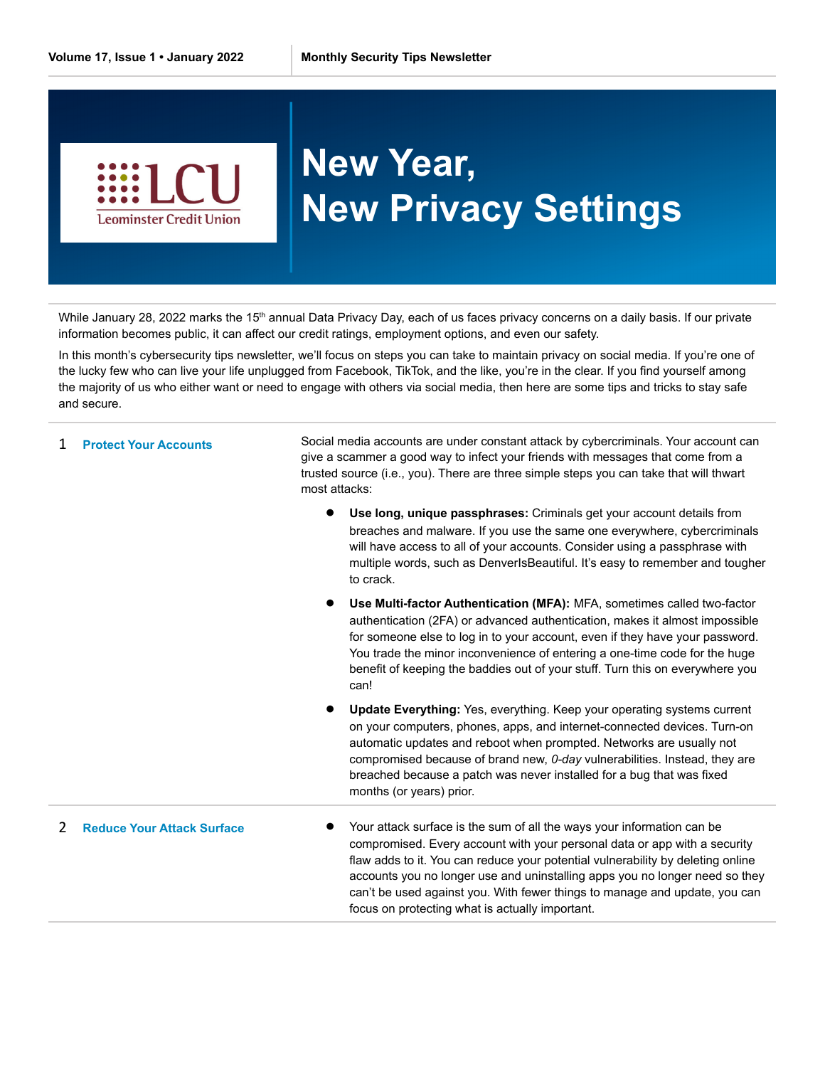Volume 17, Issue 1 • January 2022 | Monthly Security Tips Newsletter

LCU
Leominster Credit Union

# New Year, New Privacy Settings

While January 28, 2022 marks the 15th annual Data Privacy Day, each of us faces privacy concerns on a daily basis. If our private information becomes public, it can affect our credit ratings, employment options, and even our safety.

In this month's cybersecurity tips newsletter, we'll focus on steps you can take to maintain privacy on social media. If you're one of the lucky few who can live your life unplugged from Facebook, TikTok, and the like, you're in the clear. If you find yourself among the majority of us who either want or need to engage with others via social media, then here are some tips and tricks to stay safe and secure.

## 1 Protect Your Accounts

Social media accounts are under constant attack by cybercriminals. Your account can give a scammer a good way to infect your friends with messages that come from a trusted source (i.e., you). There are three simple steps you can take that will thwart most attacks:

- **Use long, unique passphrases:** Criminals get your account details from breaches and malware. If you use the same one everywhere, cybercriminals will have access to all of your accounts. Consider using a passphrase with multiple words, such as DenverIsBeautiful. It's easy to remember and tougher to crack.
- **Use Multi-factor Authentication (MFA):** MFA, sometimes called two-factor authentication (2FA) or advanced authentication, makes it almost impossible for someone else to log in to your account, even if they have your password. You trade the minor inconvenience of entering a one-time code for the huge benefit of keeping the baddies out of your stuff. Turn this on everywhere you can!
- **Update Everything:** Yes, everything. Keep your operating systems current on your computers, phones, apps, and internet-connected devices. Turn-on automatic updates and reboot when prompted. Networks are usually not compromised because of brand new, *0-day* vulnerabilities. Instead, they are breached because a patch was never installed for a bug that was fixed months (or years) prior.

## 2 Reduce Your Attack Surface

- Your attack surface is the sum of all the ways your information can be compromised. Every account with your personal data or app with a security flaw adds to it. You can reduce your potential vulnerability by deleting online accounts you no longer use and uninstalling apps you no longer need so they can't be used against you. With fewer things to manage and update, you can focus on protecting what is actually important.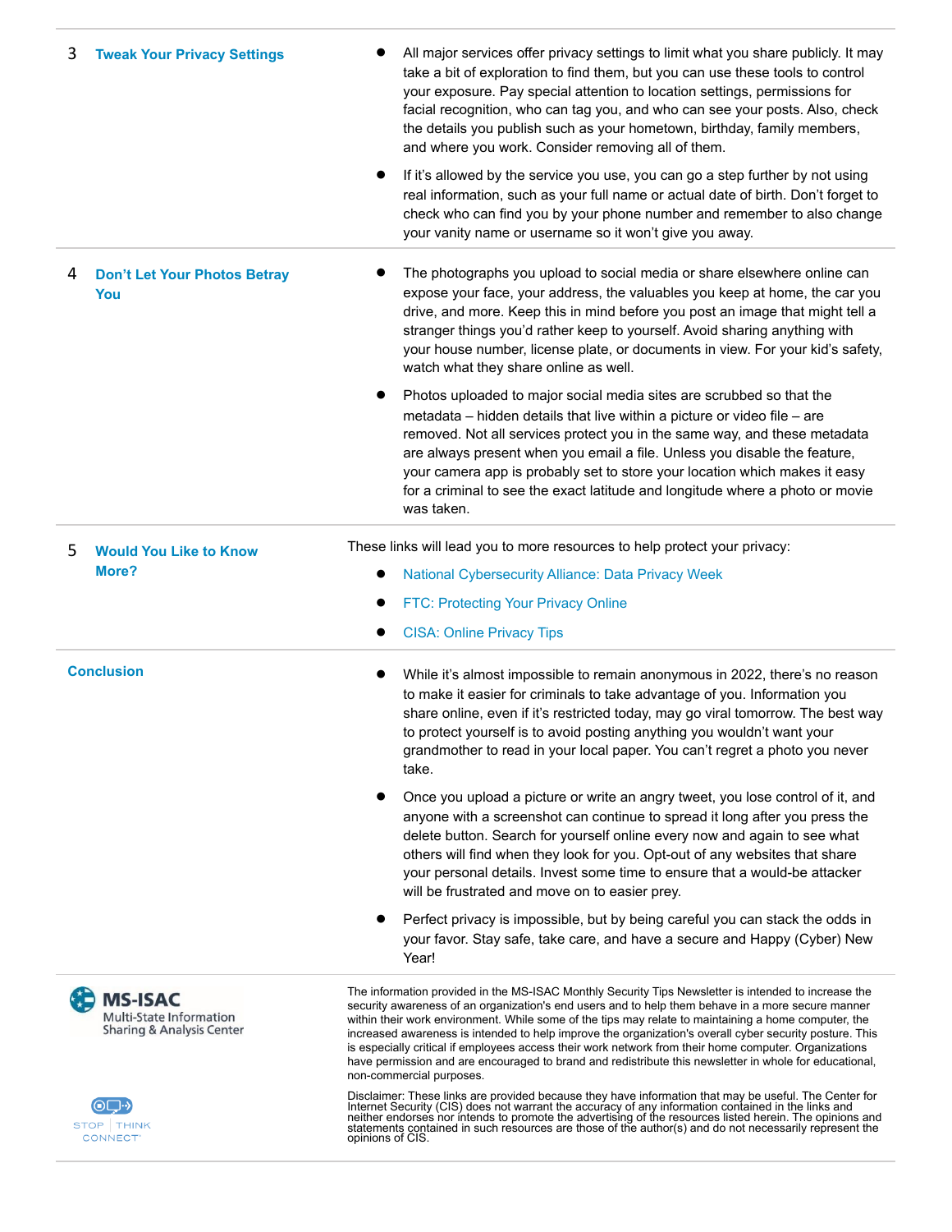## 3 Tweak Your Privacy Settings

- All major services offer privacy settings to limit what you share publicly. It may take a bit of exploration to find them, but you can use these tools to control your exposure. Pay special attention to location settings, permissions for facial recognition, who can tag you, and who can see your posts. Also, check the details you publish such as your hometown, birthday, family members, and where you work. Consider removing all of them.
- If it's allowed by the service you use, you can go a step further by not using real information, such as your full name or actual date of birth. Don't forget to check who can find you by your phone number and remember to also change your vanity name or username so it won't give you away.

## 4 Don't Let Your Photos Betray You

- The photographs you upload to social media or share elsewhere online can expose your face, your address, the valuables you keep at home, the car you drive, and more. Keep this in mind before you post an image that might tell a stranger things you'd rather keep to yourself. Avoid sharing anything with your house number, license plate, or documents in view. For your kid's safety, watch what they share online as well.
- Photos uploaded to major social media sites are scrubbed so that the metadata – hidden details that live within a picture or video file – are removed. Not all services protect you in the same way, and these metadata are always present when you email a file. Unless you disable the feature, your camera app is probably set to store your location which makes it easy for a criminal to see the exact latitude and longitude where a photo or movie was taken.

## 5 Would You Like to Know More?

These links will lead you to more resources to help protect your privacy:

- National Cybersecurity Alliance: Data Privacy Week
- FTC: Protecting Your Privacy Online
- CISA: Online Privacy Tips

## Conclusion

- While it's almost impossible to remain anonymous in 2022, there's no reason to make it easier for criminals to take advantage of you. Information you share online, even if it's restricted today, may go viral tomorrow. The best way to protect yourself is to avoid posting anything you wouldn't want your grandmother to read in your local paper. You can't regret a photo you never take.
- Once you upload a picture or write an angry tweet, you lose control of it, and anyone with a screenshot can continue to spread it long after you press the delete button. Search for yourself online every now and again to see what others will find when they look for you. Opt-out of any websites that share your personal details. Invest some time to ensure that a would-be attacker will be frustrated and move on to easier prey.
- Perfect privacy is impossible, but by being careful you can stack the odds in your favor. Stay safe, take care, and have a secure and Happy (Cyber) New Year!

MS-ISAC
Multi-State Information Sharing & Analysis Center

STOP | THINK CONNECT™

The information provided in the MS-ISAC Monthly Security Tips Newsletter is intended to increase the security awareness of an organization's end users and to help them behave in a more secure manner within their work environment. While some of the tips may relate to maintaining a home computer, the increased awareness is intended to help improve the organization's overall cyber security posture. This is especially critical if employees access their work network from their home computer. Organizations have permission and are encouraged to brand and redistribute this newsletter in whole for educational, non-commercial purposes.

Disclaimer: These links are provided because they have information that may be useful. The Center for Internet Security (CIS) does not warrant the accuracy of any information contained in the links and neither endorses nor intends to promote the advertising of the resources listed herein. The opinions and statements contained in such resources are those of the author(s) and do not necessarily represent the opinions of CIS.